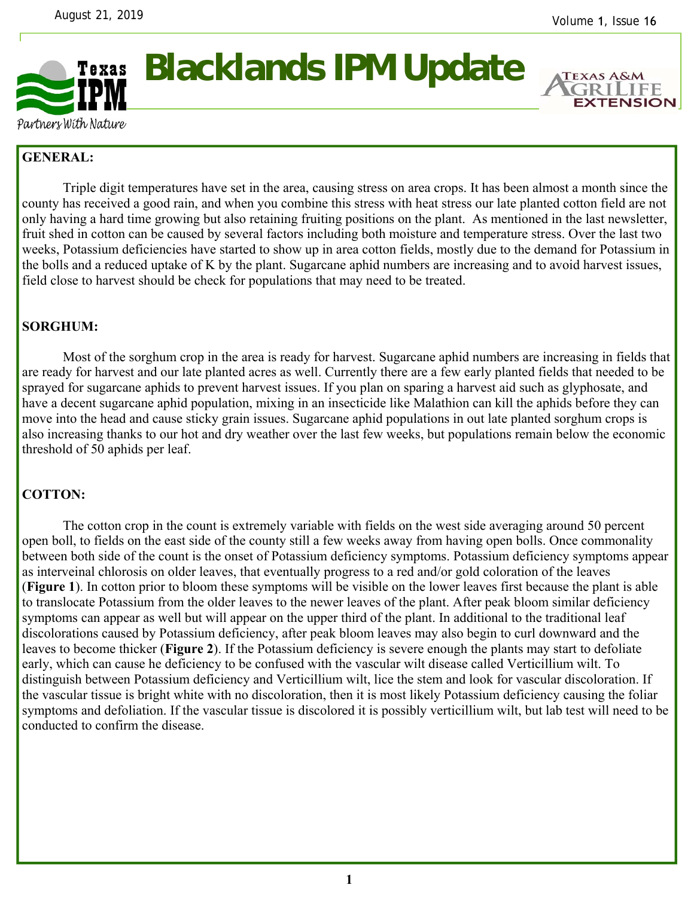# Blacklands IPM Update

August 21, 2019

Partners With Nature

**GENERAL:**

Triple digit temperatures have set in the area, causing stress on area crops. It has been almost a month since the county has received a good rain, and when you combine this stress with heat stress our late planted cotton field are not only having a hard time growing but also retaining fruiting positions on the plant. As mentioned in the last newsletter, fruit shed in cotton can be caused by several factors including both moisture and temperature stress. Over the last two weeks, Potassium deficiencies have started to show up in area cotton fields, mostly due to the demand for Potassium in the bolls and a reduced uptake of K by the plant. Sugarcane aphid numbers are increasing and to avoid harvest issues, field close to harvest should be check for populations that may need to be treated.

**SORGHUM:**

Most of the sorghum crop in the area is ready for harvest. Sugarcane aphid numbers are increasing in fields that are ready for harvest and our late planted acres as well. Currently there are a few early planted fields that needed to be sprayed for sugarcane aphids to prevent harvest issues. If you plan on sparing a harvest aid such as glyphosate, and have a decent sugarcane aphid population, mixing in an insecticide like Malathion can kill the aphids before they can move into the head and cause sticky grain issues. Sugarcane aphid populations in out late planted sorghum crops is also increasing thanks to our hot and dry weather over the last few weeks, but populations remain below the economic threshold of 50 aphids per leaf.

**COTTON:**

The cotton crop in the count is extremely variable with fields on the west side averaging around 50 percent open boll, to fields on the east side of the county still a few weeks away from having open bolls. Once commonality between both side of the count is the onset of Potassium deficiency symptoms. Potassium deficiency symptoms appear as interveinal chlorosis on older leaves, that eventually progress to a red and/or gold coloration of the leaves (**Figure 1**). In cotton prior to bloom these symptoms will be visible on the lower leaves first because the plant is able to translocate Potassium from the older leaves to the newer leaves of the plant. After peak bloom similar deficiency symptoms can appear as well but will appear on the upper third of the plant. In additional to the traditional leaf discolorations caused by Potassium deficiency, after peak bloom leaves may also begin to curl downward and the leaves to become thicker (**Figure 2**). If the Potassium deficiency is severe enough the plants may start to defoliate early, which can cause he deficiency to be confused with the vascular wilt disease called Verticillium wilt. To distinguish between Potassium deficiency and Verticillium wilt, lice the stem and look for vascular discoloration. If the vascular tissue is bright white with no discoloration, then it is most likely Potassium deficiency causing the foliar symptoms and defoliation. If the vascular tissue is discolored it is possibly verticillium wilt, but lab test will need to be conducted to confirm the disease.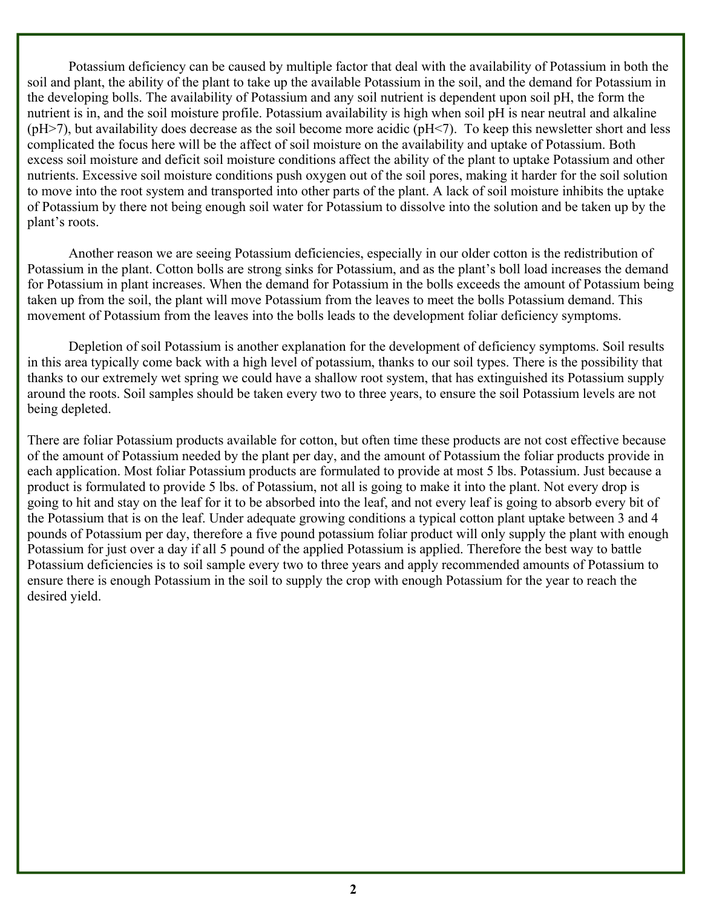Potassium deficiency can be caused by multiple factor that deal with the availability of Potassium in both the soil and plant, the ability of the plant to take up the available Potassium in the soil, and the demand for Potassium in the developing bolls. The availability of Potassium and any soil nutrient is dependent upon soil pH, the form the nutrient is in, and the soil moisture profile. Potassium availability is high when soil pH is near neutral and alkaline (pH>7), but availability does decrease as the soil become more acidic (pH<7). To keep this newsletter short and less complicated the focus here will be the affect of soil moisture on the availability and uptake of Potassium. Both excess soil moisture and deficit soil moisture conditions affect the ability of the plant to uptake Potassium and other nutrients. Excessive soil moisture conditions push oxygen out of the soil pores, making it harder for the soil solution to move into the root system and transported into other parts of the plant. A lack of soil moisture inhibits the uptake of Potassium by there not being enough soil water for Potassium to dissolve into the solution and be taken up by the plant's roots.

Another reason we are seeing Potassium deficiencies, especially in our older cotton is the redistribution of Potassium in the plant. Cotton bolls are strong sinks for Potassium, and as the plant's boll load increases the demand for Potassium in plant increases. When the demand for Potassium in the bolls exceeds the amount of Potassium being taken up from the soil, the plant will move Potassium from the leaves to meet the bolls Potassium demand. This movement of Potassium from the leaves into the bolls leads to the development foliar deficiency symptoms.

Depletion of soil Potassium is another explanation for the development of deficiency symptoms. Soil results in this area typically come back with a high level of potassium, thanks to our soil types. There is the possibility that thanks to our extremely wet spring we could have a shallow root system, that has extinguished its Potassium supply around the roots. Soil samples should be taken every two to three years, to ensure the soil Potassium levels are not being depleted.

There are foliar Potassium products available for cotton, but often time these products are not cost effective because of the amount of Potassium needed by the plant per day, and the amount of Potassium the foliar products provide in each application. Most foliar Potassium products are formulated to provide at most 5 lbs. Potassium. Just because a product is formulated to provide 5 lbs. of Potassium, not all is going to make it into the plant. Not every drop is going to hit and stay on the leaf for it to be absorbed into the leaf, and not every leaf is going to absorb every bit of the Potassium that is on the leaf. Under adequate growing conditions a typical cotton plant uptake between 3 and 4 pounds of Potassium per day, therefore a five pound potassium foliar product will only supply the plant with enough Potassium for just over a day if all 5 pound of the applied Potassium is applied. Therefore the best way to battle Potassium deficiencies is to soil sample every two to three years and apply recommended amounts of Potassium to ensure there is enough Potassium in the soil to supply the crop with enough Potassium for the year to reach the desired yield.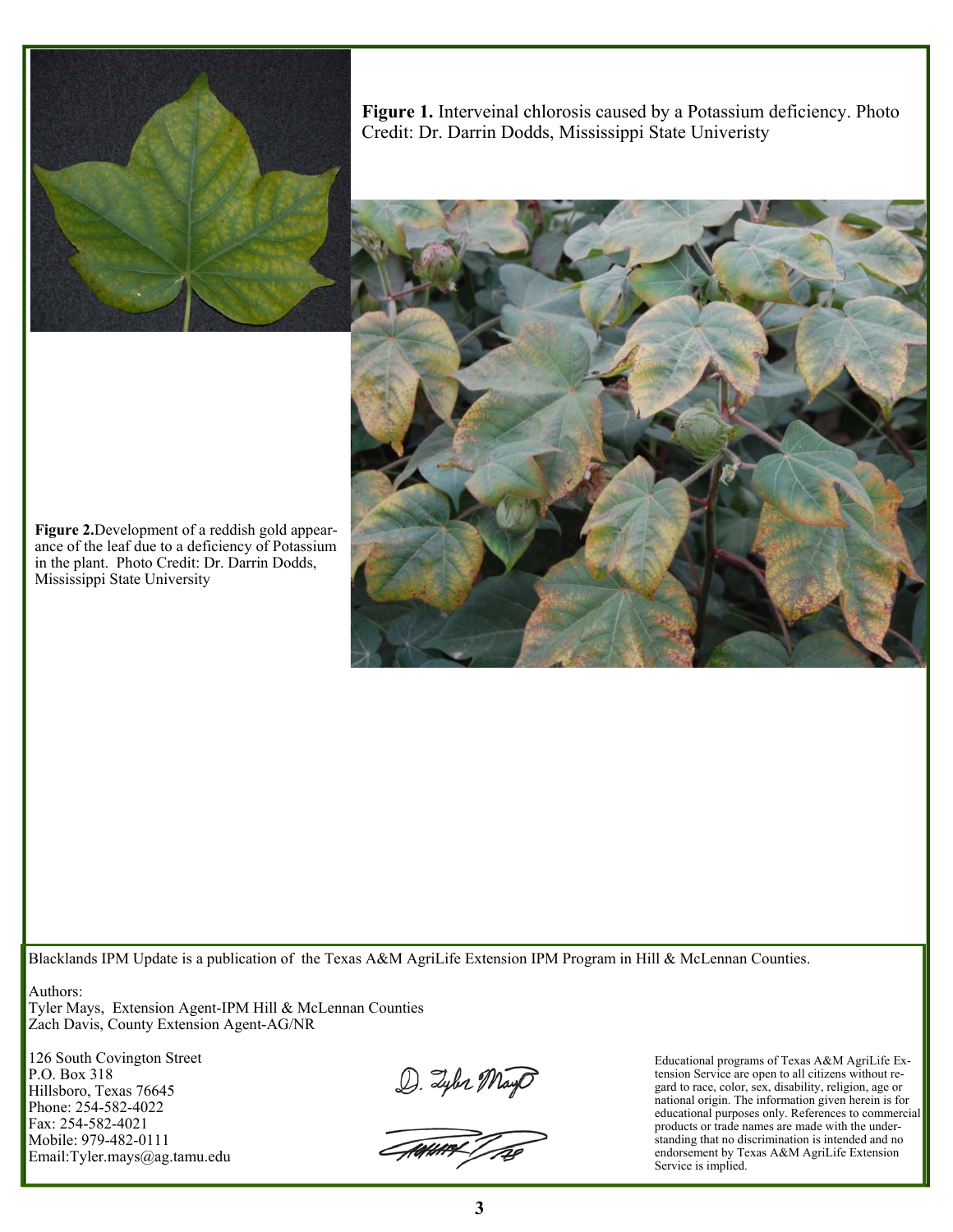**Figure 1.** Interveinal chlorosis caused by a Potassium deficiency. Photo Credit: Dr. Darrin Dodds, Mississippi State Univeristy

**Figure 2.** Development of a reddish gold appearance of the leaf due to a deficiency of Potassium in the plant. Photo Credit: Dr. Darrin Dodds, Mississippi State University

Blacklands IPM Update is a publication of the Texas A&M AgriLife Extension IPM Program in Hill & McLennan Counties.

Authors:
Tyler Mays, Extension Agent-IPM Hill & McLennan Counties
Zach Davis, County Extension Agent-AG/NR

126 South Covington Street
P.O. Box 318
Hillsboro, Texas 76645
Phone: 254-582-4022
Fax: 254-582-4021
Mobile: 979-482-0111
Email:Tyler.mays@ag.tamu.edu

Educational programs of Texas A&M AgriLife Extension Service are open to all citizens without regard to race, color, sex, disability, religion, age or national origin. The information given herein is for educational purposes only. References to commercial products or trade names are made with the understanding that no discrimination is intended and no endorsement by Texas A&M AgriLife Extension Service is implied.